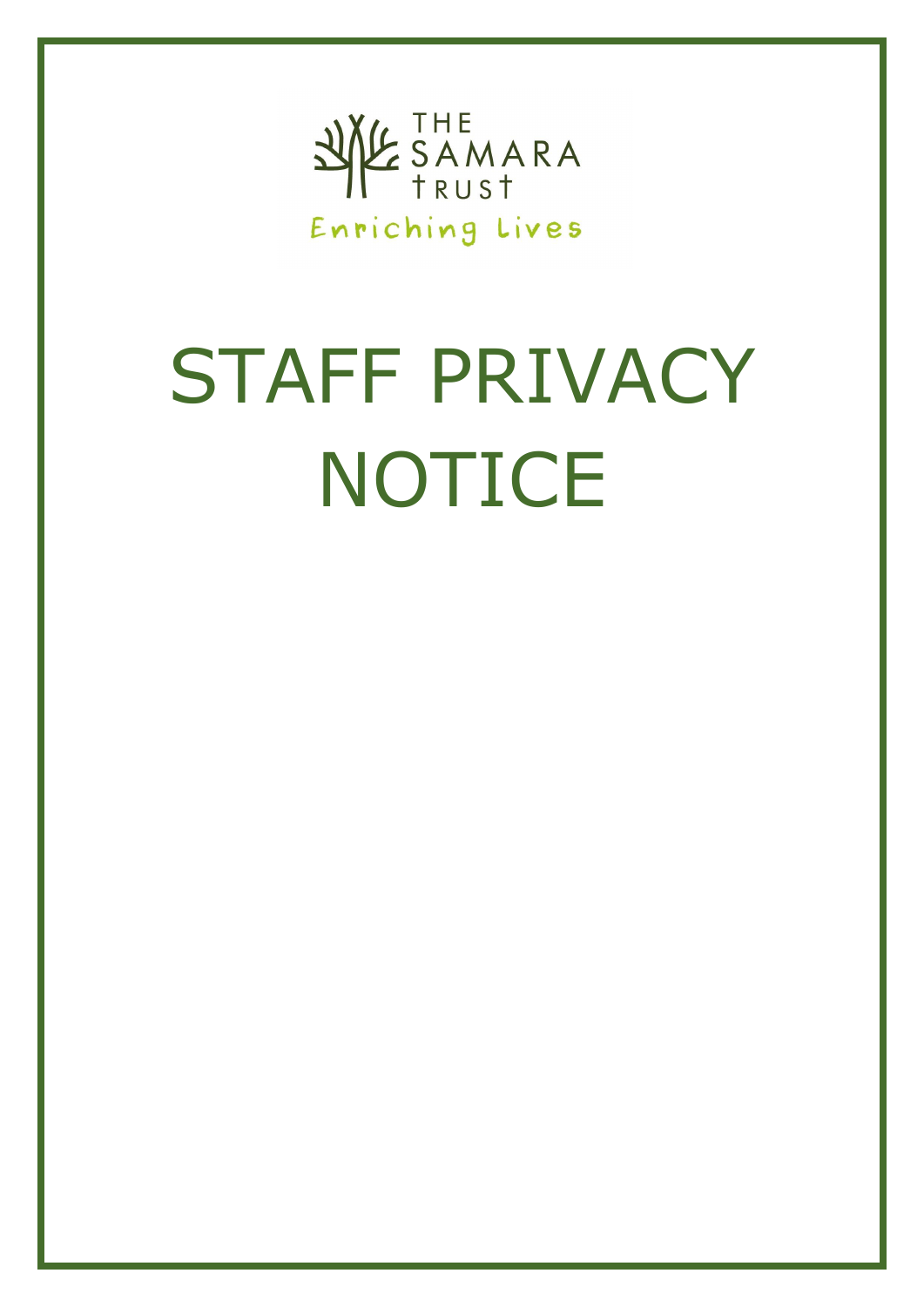THE SAMARA TRUST

Enriching Lives

# STAFF PRIVACY NOTICE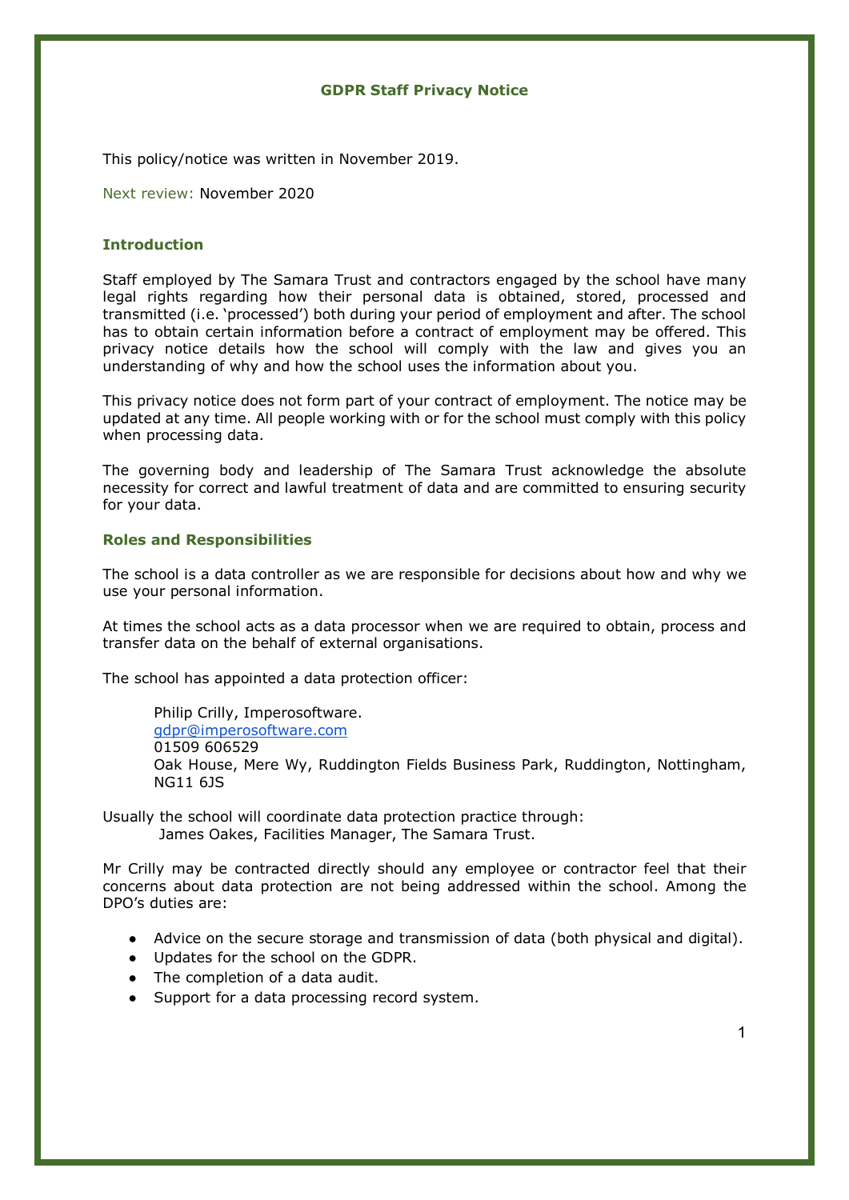# GDPR Staff Privacy Notice

This policy/notice was written in November 2019.

Next review: November 2020

## Introduction

Staff employed by The Samara Trust and contractors engaged by the school have many legal rights regarding how their personal data is obtained, stored, processed and transmitted (i.e. 'processed') both during your period of employment and after. The school has to obtain certain information before a contract of employment may be offered. This privacy notice details how the school will comply with the law and gives you an understanding of why and how the school uses the information about you.

This privacy notice does not form part of your contract of employment. The notice may be updated at any time. All people working with or for the school must comply with this policy when processing data.

The governing body and leadership of The Samara Trust acknowledge the absolute necessity for correct and lawful treatment of data and are committed to ensuring security for your data.

## Roles and Responsibilities

The school is a data controller as we are responsible for decisions about how and why we use your personal information.

At times the school acts as a data processor when we are required to obtain, process and transfer data on the behalf of external organisations.

The school has appointed a data protection officer:

> Philip Crilly, Imperosoftware.
> gdpr@imperosoftware.com
> 01509 606529
> Oak House, Mere Wy, Ruddington Fields Business Park, Ruddington, Nottingham, NG11 6JS

Usually the school will coordinate data protection practice through:
James Oakes, Facilities Manager, The Samara Trust.

Mr Crilly may be contracted directly should any employee or contractor feel that their concerns about data protection are not being addressed within the school. Among the DPO's duties are:

- Advice on the secure storage and transmission of data (both physical and digital).
- Updates for the school on the GDPR.
- The completion of a data audit.
- Support for a data processing record system.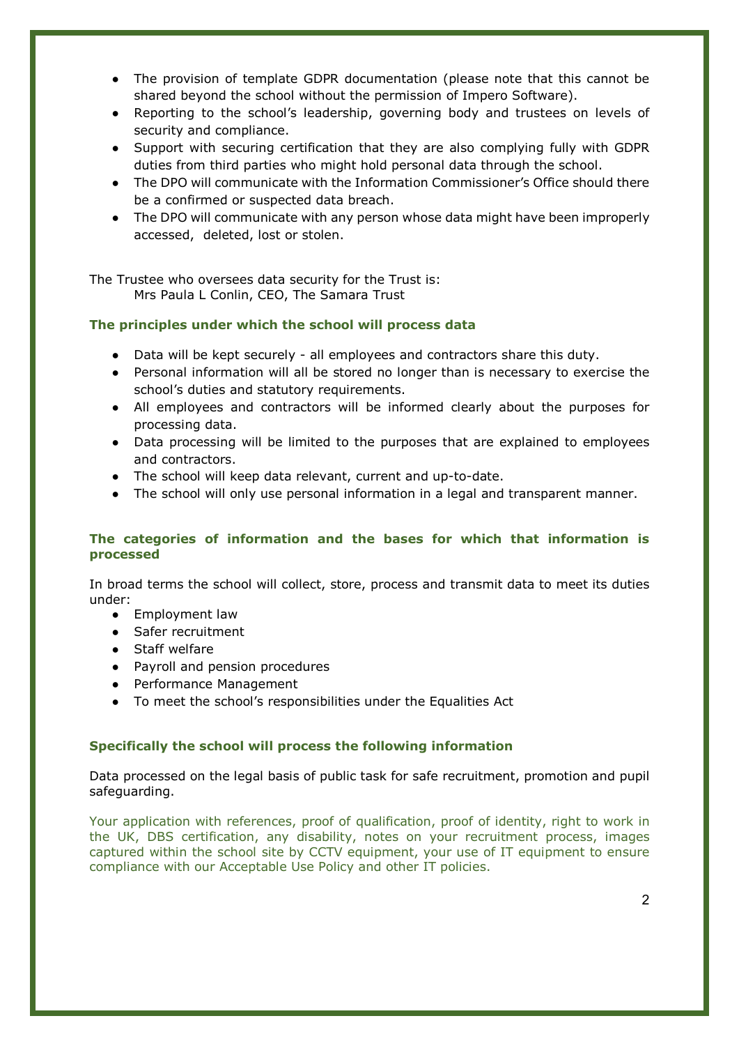- The provision of template GDPR documentation (please note that this cannot be shared beyond the school without the permission of Impero Software).
- Reporting to the school's leadership, governing body and trustees on levels of security and compliance.
- Support with securing certification that they are also complying fully with GDPR duties from third parties who might hold personal data through the school.
- The DPO will communicate with the Information Commissioner's Office should there be a confirmed or suspected data breach.
- The DPO will communicate with any person whose data might have been improperly accessed, deleted, lost or stolen.

The Trustee who oversees data security for the Trust is:
Mrs Paula L Conlin, CEO, The Samara Trust

### The principles under which the school will process data

- Data will be kept securely - all employees and contractors share this duty.
- Personal information will all be stored no longer than is necessary to exercise the school's duties and statutory requirements.
- All employees and contractors will be informed clearly about the purposes for processing data.
- Data processing will be limited to the purposes that are explained to employees and contractors.
- The school will keep data relevant, current and up-to-date.
- The school will only use personal information in a legal and transparent manner.

### The categories of information and the bases for which that information is processed

In broad terms the school will collect, store, process and transmit data to meet its duties under:

- Employment law
- Safer recruitment
- Staff welfare
- Payroll and pension procedures
- Performance Management
- To meet the school's responsibilities under the Equalities Act

### Specifically the school will process the following information

Data processed on the legal basis of public task for safe recruitment, promotion and pupil safeguarding.

Your application with references, proof of qualification, proof of identity, right to work in the UK, DBS certification, any disability, notes on your recruitment process, images captured within the school site by CCTV equipment, your use of IT equipment to ensure compliance with our Acceptable Use Policy and other IT policies.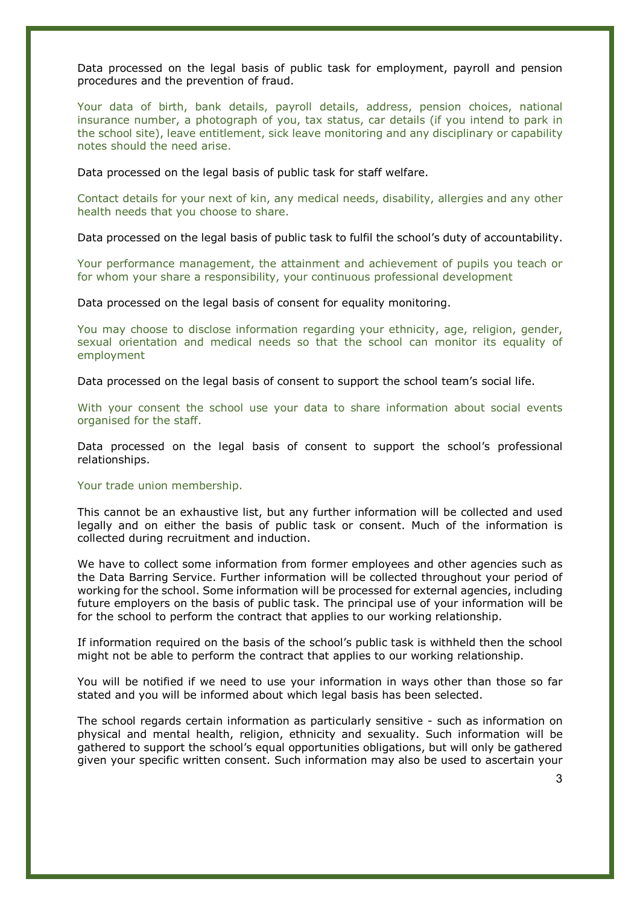Data processed on the legal basis of public task for employment, payroll and pension procedures and the prevention of fraud.

Your data of birth, bank details, payroll details, address, pension choices, national insurance number, a photograph of you, tax status, car details (if you intend to park in the school site), leave entitlement, sick leave monitoring and any disciplinary or capability notes should the need arise.

Data processed on the legal basis of public task for staff welfare.

Contact details for your next of kin, any medical needs, disability, allergies and any other health needs that you choose to share.

Data processed on the legal basis of public task to fulfil the school's duty of accountability.

Your performance management, the attainment and achievement of pupils you teach or for whom your share a responsibility, your continuous professional development

Data processed on the legal basis of consent for equality monitoring.

You may choose to disclose information regarding your ethnicity, age, religion, gender, sexual orientation and medical needs so that the school can monitor its equality of employment

Data processed on the legal basis of consent to support the school team's social life.

With your consent the school use your data to share information about social events organised for the staff.

Data processed on the legal basis of consent to support the school's professional relationships.

Your trade union membership.

This cannot be an exhaustive list, but any further information will be collected and used legally and on either the basis of public task or consent. Much of the information is collected during recruitment and induction.

We have to collect some information from former employees and other agencies such as the Data Barring Service. Further information will be collected throughout your period of working for the school. Some information will be processed for external agencies, including future employers on the basis of public task. The principal use of your information will be for the school to perform the contract that applies to our working relationship.

If information required on the basis of the school's public task is withheld then the school might not be able to perform the contract that applies to our working relationship.

You will be notified if we need to use your information in ways other than those so far stated and you will be informed about which legal basis has been selected.

The school regards certain information as particularly sensitive - such as information on physical and mental health, religion, ethnicity and sexuality. Such information will be gathered to support the school's equal opportunities obligations, but will only be gathered given your specific written consent. Such information may also be used to ascertain your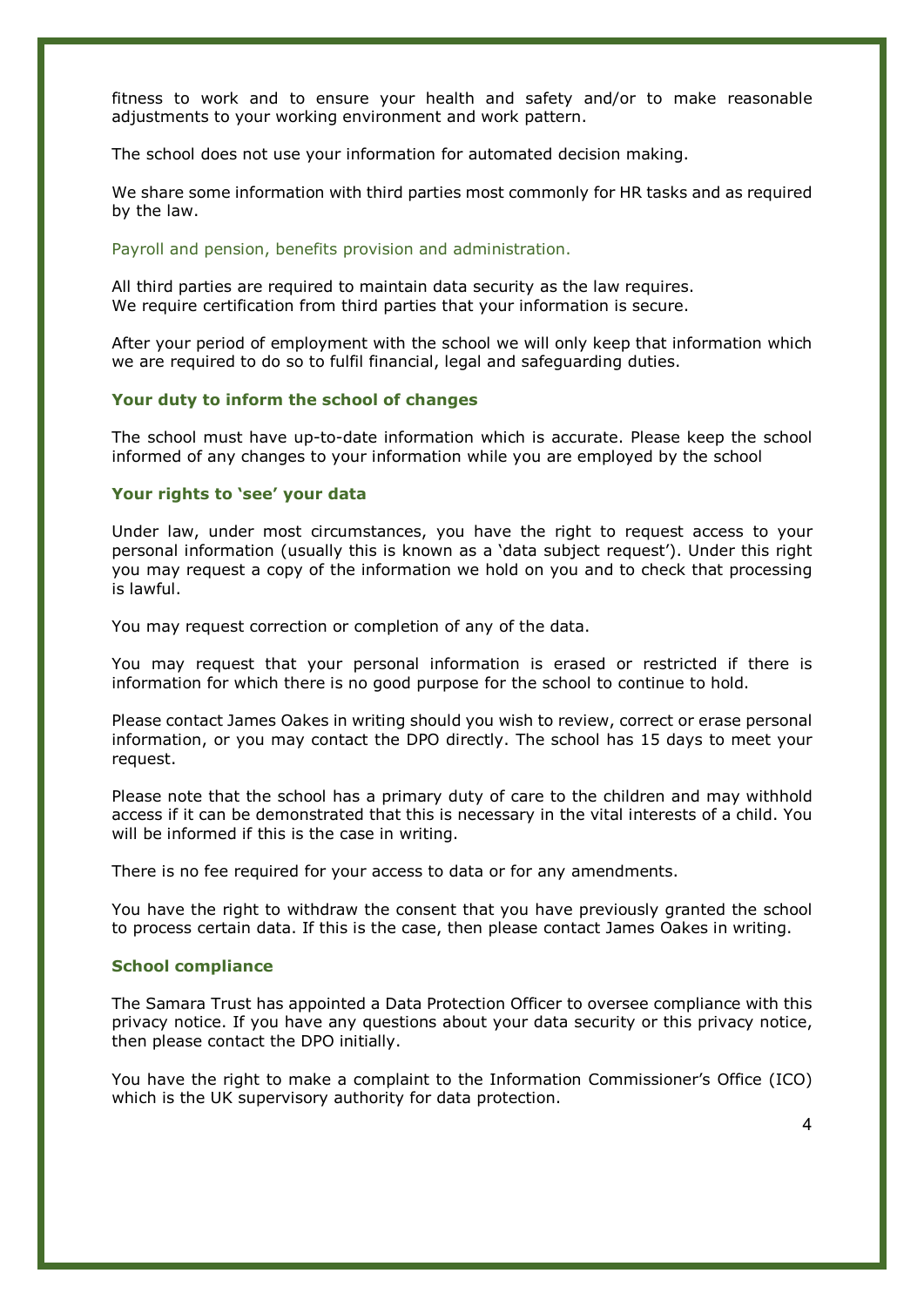fitness to work and to ensure your health and safety and/or to make reasonable adjustments to your working environment and work pattern.

The school does not use your information for automated decision making.

We share some information with third parties most commonly for HR tasks and as required by the law.

Payroll and pension, benefits provision and administration.

All third parties are required to maintain data security as the law requires.
We require certification from third parties that your information is secure.

After your period of employment with the school we will only keep that information which we are required to do so to fulfil financial, legal and safeguarding duties.

### Your duty to inform the school of changes

The school must have up-to-date information which is accurate. Please keep the school informed of any changes to your information while you are employed by the school

### Your rights to 'see' your data

Under law, under most circumstances, you have the right to request access to your personal information (usually this is known as a 'data subject request'). Under this right you may request a copy of the information we hold on you and to check that processing is lawful.

You may request correction or completion of any of the data.

You may request that your personal information is erased or restricted if there is information for which there is no good purpose for the school to continue to hold.

Please contact James Oakes in writing should you wish to review, correct or erase personal information, or you may contact the DPO directly. The school has 15 days to meet your request.

Please note that the school has a primary duty of care to the children and may withhold access if it can be demonstrated that this is necessary in the vital interests of a child. You will be informed if this is the case in writing.

There is no fee required for your access to data or for any amendments.

You have the right to withdraw the consent that you have previously granted the school to process certain data. If this is the case, then please contact James Oakes in writing.

### School compliance

The Samara Trust has appointed a Data Protection Officer to oversee compliance with this privacy notice. If you have any questions about your data security or this privacy notice, then please contact the DPO initially.

You have the right to make a complaint to the Information Commissioner's Office (ICO) which is the UK supervisory authority for data protection.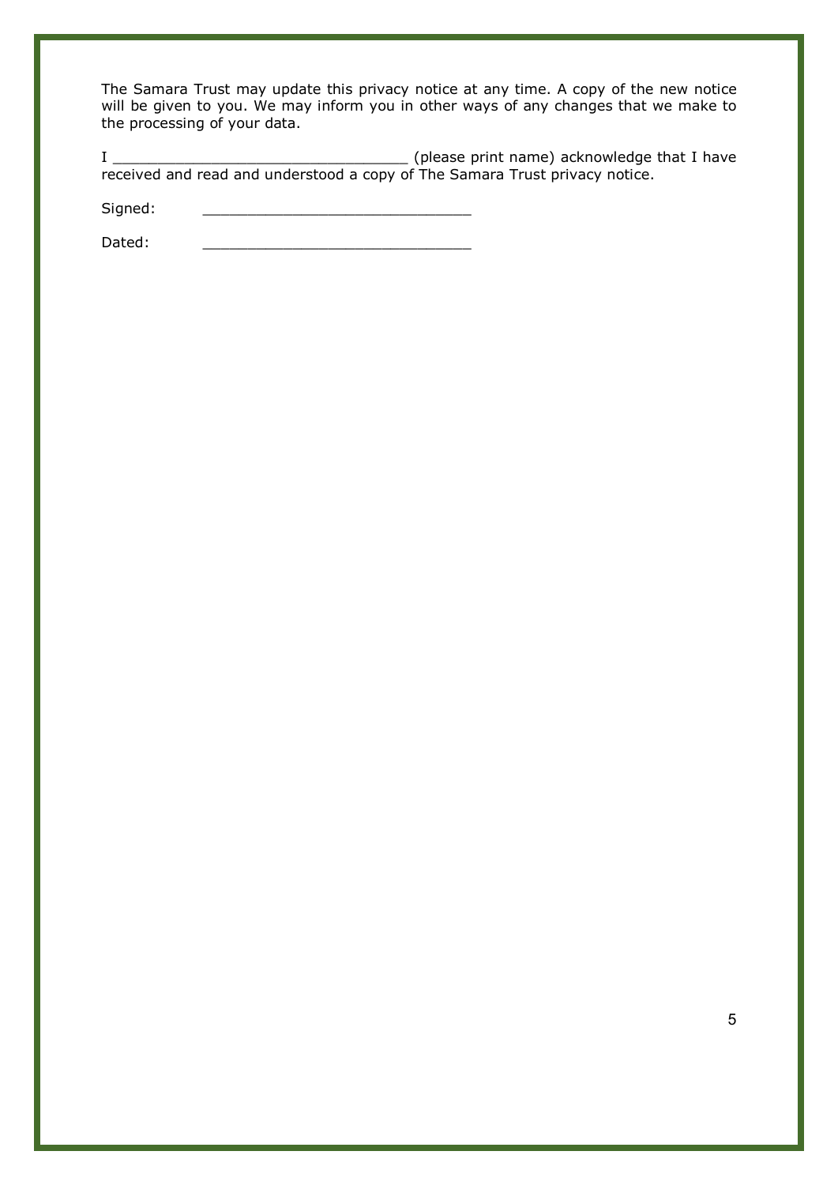The Samara Trust may update this privacy notice at any time. A copy of the new notice will be given to you. We may inform you in other ways of any changes that we make to the processing of your data.

I __________________________________ (please print name) acknowledge that I have received and read and understood a copy of The Samara Trust privacy notice.

Signed: _______________________________

Dated: _______________________________